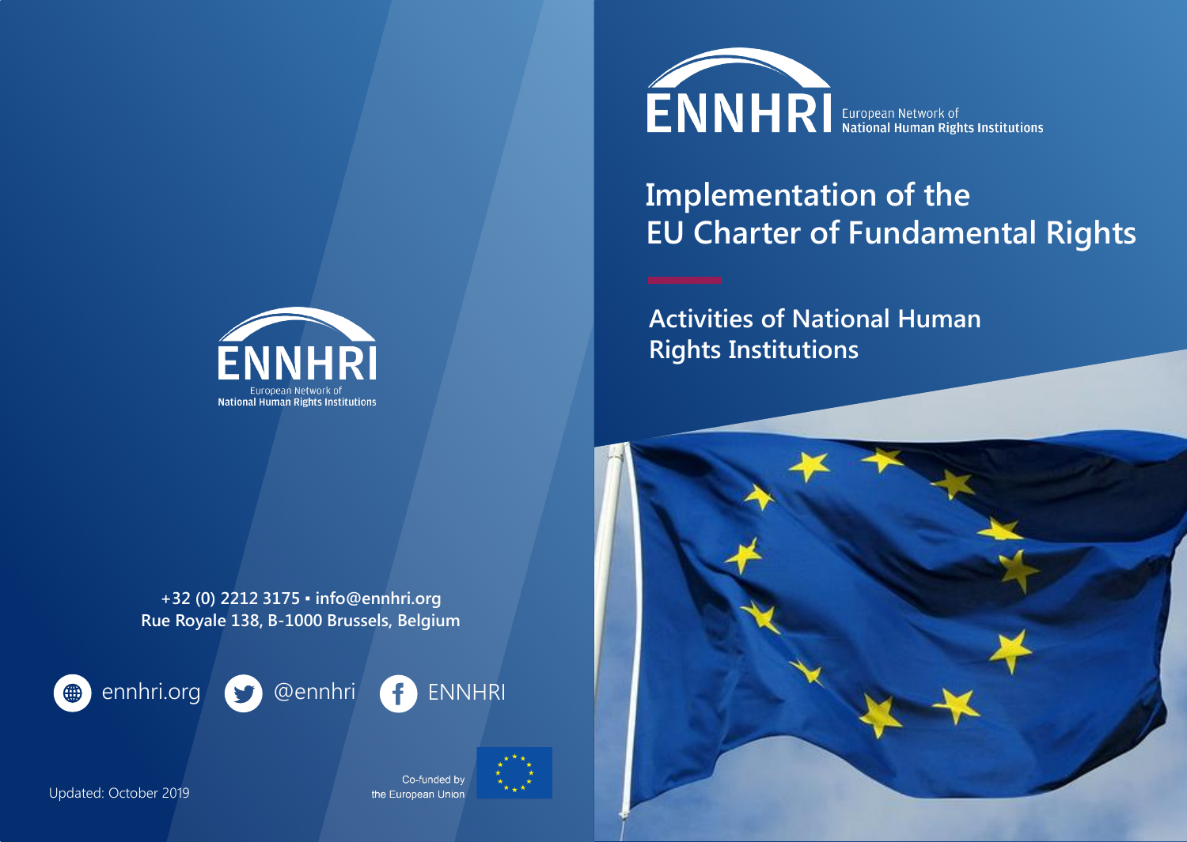# ENNHRI

European Network of National Human Rights Institutions

# Implementation of the EU Charter of Fundamental Rights

## Activities of National Human Rights Institutions

ENNHRI

European Network of National Human Rights Institutions

+32 (0) 2212 3175 ▪ info@ennhri.org
Rue Royale 138, B-1000 Brussels, Belgium

ennhri.org @ennhri ENNHRI

Updated: October 2019

Co-funded by the European Union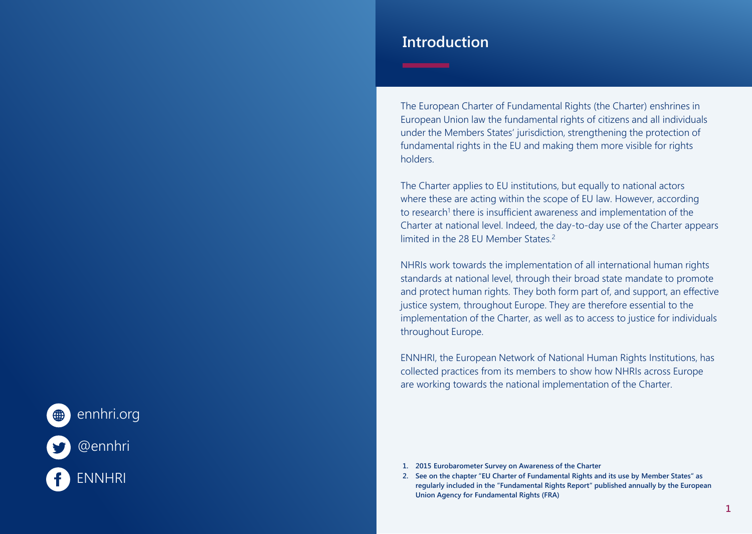ennhri.org

@ennhri

ENNHRI

# Introduction

The European Charter of Fundamental Rights (the Charter) enshrines in European Union law the fundamental rights of citizens and all individuals under the Members States' jurisdiction, strengthening the protection of fundamental rights in the EU and making them more visible for rights holders.

The Charter applies to EU institutions, but equally to national actors where these are acting within the scope of EU law. However, according to research[1] there is insufficient awareness and implementation of the Charter at national level. Indeed, the day-to-day use of the Charter appears limited in the 28 EU Member States.[2]

NHRIs work towards the implementation of all international human rights standards at national level, through their broad state mandate to promote and protect human rights. They both form part of, and support, an effective justice system, throughout Europe. They are therefore essential to the implementation of the Charter, as well as to access to justice for individuals throughout Europe.

ENNHRI, the European Network of National Human Rights Institutions, has collected practices from its members to show how NHRIs across Europe are working towards the national implementation of the Charter.

1. **2015 Eurobarometer Survey on Awareness of the Charter**
2. **See on the chapter "EU Charter of Fundamental Rights and its use by Member States" as regularly included in the "Fundamental Rights Report" published annually by the European Union Agency for Fundamental Rights (FRA)**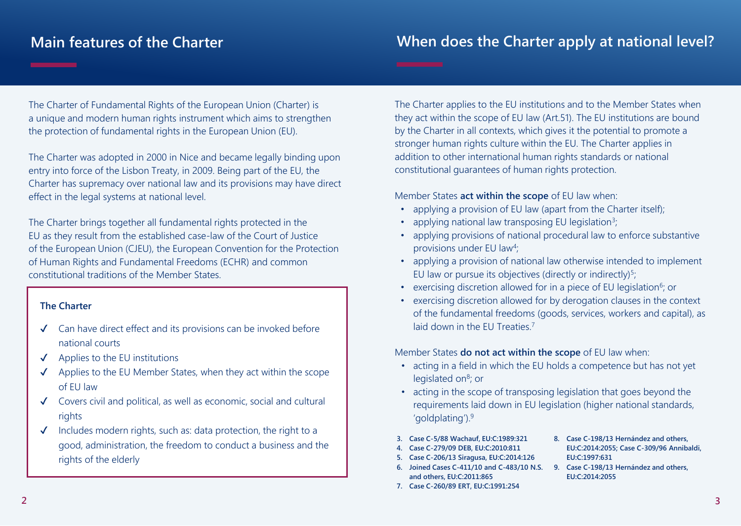## Main features of the Charter

The Charter of Fundamental Rights of the European Union (Charter) is a unique and modern human rights instrument which aims to strengthen the protection of fundamental rights in the European Union (EU).

The Charter was adopted in 2000 in Nice and became legally binding upon entry into force of the Lisbon Treaty, in 2009. Being part of the EU, the Charter has supremacy over national law and its provisions may have direct effect in the legal systems at national level.

The Charter brings together all fundamental rights protected in the EU as they result from the established case-law of the Court of Justice of the European Union (CJEU), the European Convention for the Protection of Human Rights and Fundamental Freedoms (ECHR) and common constitutional traditions of the Member States.

**The Charter**

- ✓ Can have direct effect and its provisions can be invoked before national courts
- ✓ Applies to the EU institutions
- ✓ Applies to the EU Member States, when they act within the scope of EU law
- ✓ Covers civil and political, as well as economic, social and cultural rights
- ✓ Includes modern rights, such as: data protection, the right to a good, administration, the freedom to conduct a business and the rights of the elderly

## When does the Charter apply at national level?

The Charter applies to the EU institutions and to the Member States when they act within the scope of EU law (Art.51). The EU institutions are bound by the Charter in all contexts, which gives it the potential to promote a stronger human rights culture within the EU. The Charter applies in addition to other international human rights standards or national constitutional guarantees of human rights protection.

Member States **act within the scope** of EU law when:

- applying a provision of EU law (apart from the Charter itself);
- applying national law transposing EU legislation[3];
- applying provisions of national procedural law to enforce substantive provisions under EU law[4];
- applying a provision of national law otherwise intended to implement EU law or pursue its objectives (directly or indirectly)[5];
- exercising discretion allowed for in a piece of EU legislation[6]; or
- exercising discretion allowed for by derogation clauses in the context of the fundamental freedoms (goods, services, workers and capital), as laid down in the EU Treaties.[7]

Member States **do not act within the scope** of EU law when:

- acting in a field in which the EU holds a competence but has not yet legislated on[8]; or
- acting in the scope of transposing legislation that goes beyond the requirements laid down in EU legislation (higher national standards, 'goldplating').[9]

3. Case C-5/88 Wachauf, EU:C:1989:321
4. Case C-279/09 DEB, EU:C:2010:811
5. Case C-206/13 Siragusa, EU:C:2014:126
6. Joined Cases C-411/10 and C-483/10 N.S. and others, EU:C:2011:865
7. Case C-260/89 ERT, EU:C:1991:254
8. Case C-198/13 Hernández and others, EU:C:2014:2055; Case C-309/96 Annibaldi, EU:C:1997:631
9. Case C-198/13 Hernández and others, EU:C:2014:2055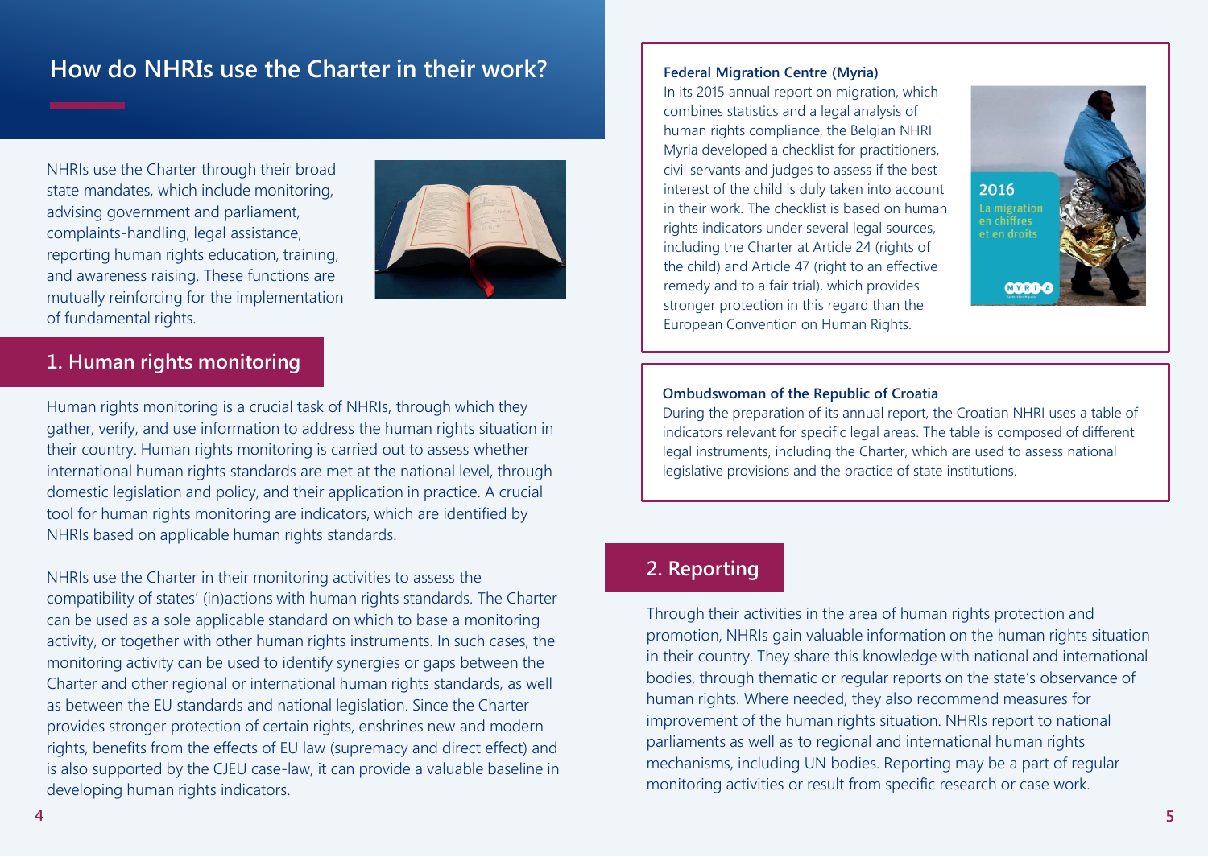## How do NHRIs use the Charter in their work?

NHRIs use the Charter through their broad state mandates, which include monitoring, advising government and parliament, complaints-handling, legal assistance, reporting human rights education, training, and awareness raising. These functions are mutually reinforcing for the implementation of fundamental rights.

### 1. Human rights monitoring

Human rights monitoring is a crucial task of NHRIs, through which they gather, verify, and use information to address the human rights situation in their country. Human rights monitoring is carried out to assess whether international human rights standards are met at the national level, through domestic legislation and policy, and their application in practice. A crucial tool for human rights monitoring are indicators, which are identified by NHRIs based on applicable human rights standards.

NHRIs use the Charter in their monitoring activities to assess the compatibility of states' (in)actions with human rights standards. The Charter can be used as a sole applicable standard on which to base a monitoring activity, or together with other human rights instruments. In such cases, the monitoring activity can be used to identify synergies or gaps between the Charter and other regional or international human rights standards, as well as between the EU standards and national legislation. Since the Charter provides stronger protection of certain rights, enshrines new and modern rights, benefits from the effects of EU law (supremacy and direct effect) and is also supported by the CJEU case-law, it can provide a valuable baseline in developing human rights indicators.

**Federal Migration Centre (Myria)**
In its 2015 annual report on migration, which combines statistics and a legal analysis of human rights compliance, the Belgian NHRI Myria developed a checklist for practitioners, civil servants and judges to assess if the best interest of the child is duly taken into account in their work. The checklist is based on human rights indicators under several legal sources, including the Charter at Article 24 (rights of the child) and Article 47 (right to an effective remedy and to a fair trial), which provides stronger protection in this regard than the European Convention on Human Rights.

**Ombudswoman of the Republic of Croatia**
During the preparation of its annual report, the Croatian NHRI uses a table of indicators relevant for specific legal areas. The table is composed of different legal instruments, including the Charter, which are used to assess national legislative provisions and the practice of state institutions.

### 2. Reporting

Through their activities in the area of human rights protection and promotion, NHRIs gain valuable information on the human rights situation in their country. They share this knowledge with national and international bodies, through thematic or regular reports on the state's observance of human rights. Where needed, they also recommend measures for improvement of the human rights situation. NHRIs report to national parliaments as well as to regional and international human rights mechanisms, including UN bodies. Reporting may be a part of regular monitoring activities or result from specific research or case work.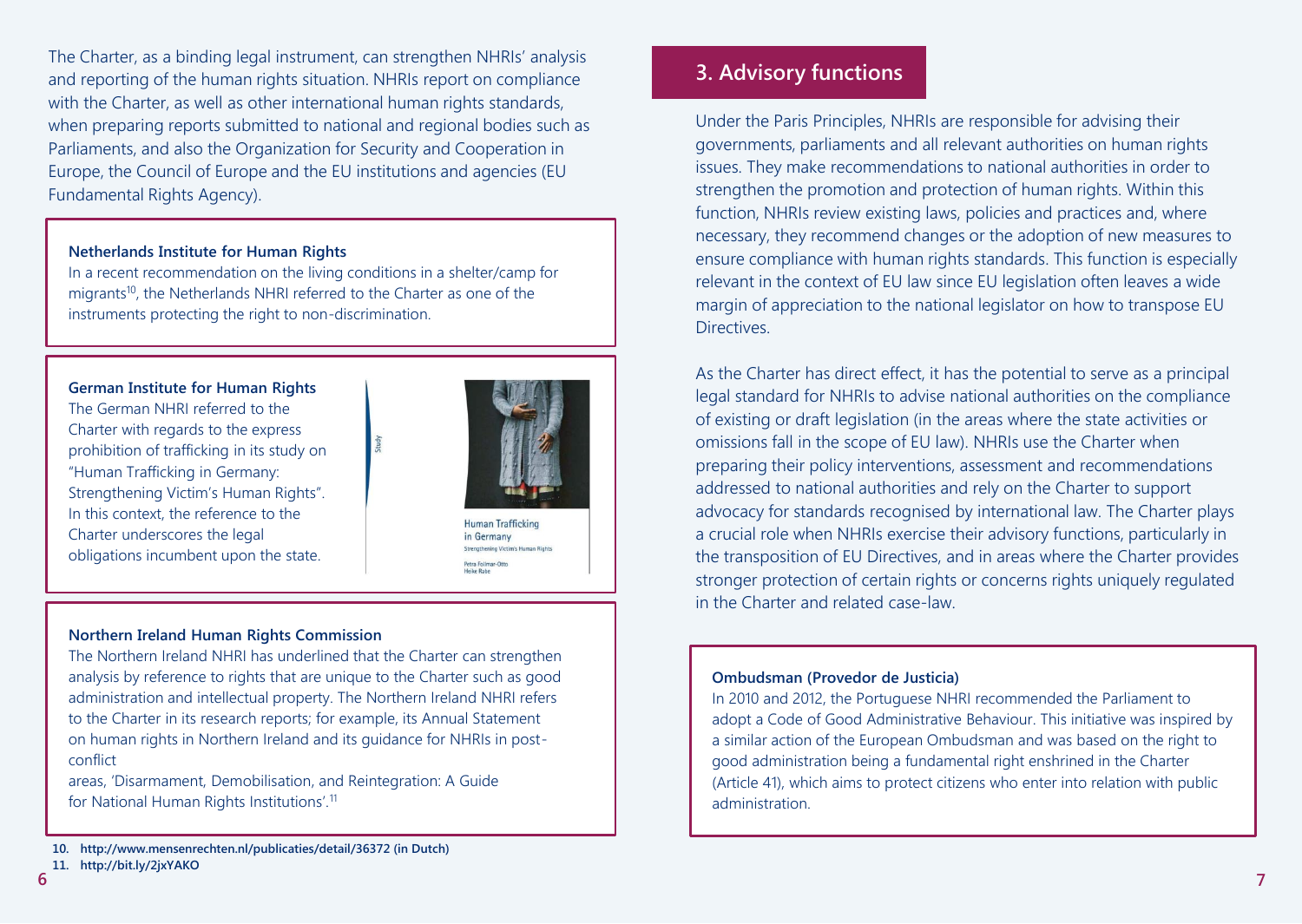The Charter, as a binding legal instrument, can strengthen NHRIs' analysis and reporting of the human rights situation. NHRIs report on compliance with the Charter, as well as other international human rights standards, when preparing reports submitted to national and regional bodies such as Parliaments, and also the Organization for Security and Cooperation in Europe, the Council of Europe and the EU institutions and agencies (EU Fundamental Rights Agency).

**Netherlands Institute for Human Rights**

In a recent recommendation on the living conditions in a shelter/camp for migrants[10], the Netherlands NHRI referred to the Charter as one of the instruments protecting the right to non-discrimination.

**German Institute for Human Rights**

The German NHRI referred to the Charter with regards to the express prohibition of trafficking in its study on "Human Trafficking in Germany: Strengthening Victim's Human Rights". In this context, the reference to the Charter underscores the legal obligations incumbent upon the state.

**Northern Ireland Human Rights Commission**

The Northern Ireland NHRI has underlined that the Charter can strengthen analysis by reference to rights that are unique to the Charter such as good administration and intellectual property. The Northern Ireland NHRI refers to the Charter in its research reports; for example, its Annual Statement on human rights in Northern Ireland and its guidance for NHRIs in post-conflict areas, 'Disarmament, Demobilisation, and Reintegration: A Guide for National Human Rights Institutions'.[11]

10. http://www.mensenrechten.nl/publicaties/detail/36372 (in Dutch)
11. http://bit.ly/2jxYAKO

## 3. Advisory functions

Under the Paris Principles, NHRIs are responsible for advising their governments, parliaments and all relevant authorities on human rights issues. They make recommendations to national authorities in order to strengthen the promotion and protection of human rights. Within this function, NHRIs review existing laws, policies and practices and, where necessary, they recommend changes or the adoption of new measures to ensure compliance with human rights standards. This function is especially relevant in the context of EU law since EU legislation often leaves a wide margin of appreciation to the national legislator on how to transpose EU Directives.

As the Charter has direct effect, it has the potential to serve as a principal legal standard for NHRIs to advise national authorities on the compliance of existing or draft legislation (in the areas where the state activities or omissions fall in the scope of EU law). NHRIs use the Charter when preparing their policy interventions, assessment and recommendations addressed to national authorities and rely on the Charter to support advocacy for standards recognised by international law. The Charter plays a crucial role when NHRIs exercise their advisory functions, particularly in the transposition of EU Directives, and in areas where the Charter provides stronger protection of certain rights or concerns rights uniquely regulated in the Charter and related case-law.

**Ombudsman (Provedor de Justicia)**

In 2010 and 2012, the Portuguese NHRI recommended the Parliament to adopt a Code of Good Administrative Behaviour. This initiative was inspired by a similar action of the European Ombudsman and was based on the right to good administration being a fundamental right enshrined in the Charter (Article 41), which aims to protect citizens who enter into relation with public administration.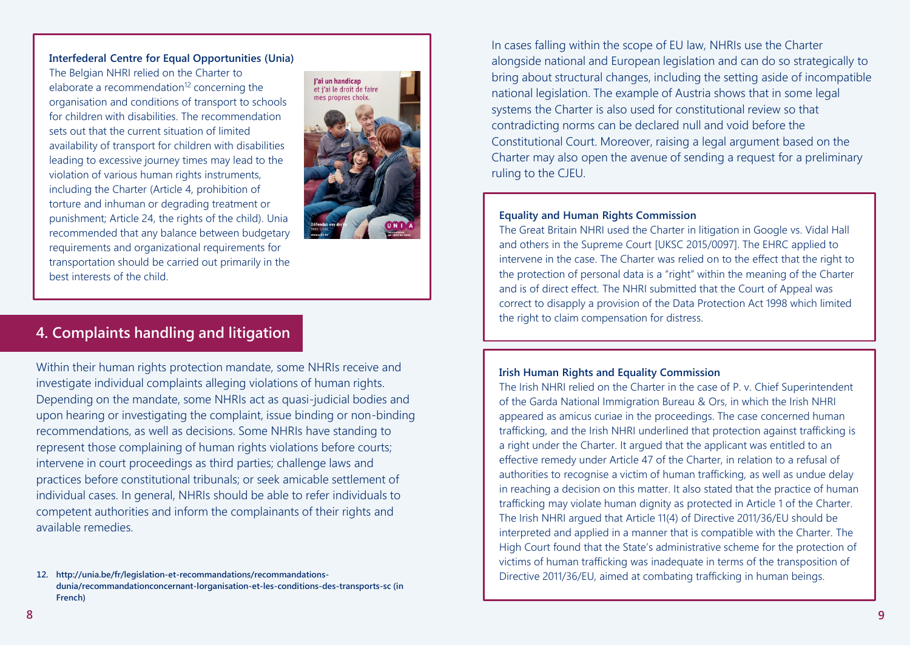**Interfederal Centre for Equal Opportunities (Unia)**

The Belgian NHRI relied on the Charter to elaborate a recommendation[12] concerning the organisation and conditions of transport to schools for children with disabilities. The recommendation sets out that the current situation of limited availability of transport for children with disabilities leading to excessive journey times may lead to the violation of various human rights instruments, including the Charter (Article 4, prohibition of torture and inhuman or degrading treatment or punishment; Article 24, the rights of the child). Unia recommended that any balance between budgetary requirements and organizational requirements for transportation should be carried out primarily in the best interests of the child.

## 4. Complaints handling and litigation

Within their human rights protection mandate, some NHRIs receive and investigate individual complaints alleging violations of human rights. Depending on the mandate, some NHRIs act as quasi-judicial bodies and upon hearing or investigating the complaint, issue binding or non-binding recommendations, as well as decisions. Some NHRIs have standing to represent those complaining of human rights violations before courts; intervene in court proceedings as third parties; challenge laws and practices before constitutional tribunals; or seek amicable settlement of individual cases. In general, NHRIs should be able to refer individuals to competent authorities and inform the complainants of their rights and available remedies.

In cases falling within the scope of EU law, NHRIs use the Charter alongside national and European legislation and can do so strategically to bring about structural changes, including the setting aside of incompatible national legislation. The example of Austria shows that in some legal systems the Charter is also used for constitutional review so that contradicting norms can be declared null and void before the Constitutional Court. Moreover, raising a legal argument based on the Charter may also open the avenue of sending a request for a preliminary ruling to the CJEU.

**Equality and Human Rights Commission**

The Great Britain NHRI used the Charter in litigation in Google vs. Vidal Hall and others in the Supreme Court [UKSC 2015/0097]. The EHRC applied to intervene in the case. The Charter was relied on to the effect that the right to the protection of personal data is a "right" within the meaning of the Charter and is of direct effect. The NHRI submitted that the Court of Appeal was correct to disapply a provision of the Data Protection Act 1998 which limited the right to claim compensation for distress.

**Irish Human Rights and Equality Commission**

The Irish NHRI relied on the Charter in the case of P. v. Chief Superintendent of the Garda National Immigration Bureau & Ors, in which the Irish NHRI appeared as amicus curiae in the proceedings. The case concerned human trafficking, and the Irish NHRI underlined that protection against trafficking is a right under the Charter. It argued that the applicant was entitled to an effective remedy under Article 47 of the Charter, in relation to a refusal of authorities to recognise a victim of human trafficking, as well as undue delay in reaching a decision on this matter. It also stated that the practice of human trafficking may violate human dignity as protected in Article 1 of the Charter. The Irish NHRI argued that Article 11(4) of Directive 2011/36/EU should be interpreted and applied in a manner that is compatible with the Charter. The High Court found that the State's administrative scheme for the protection of victims of human trafficking was inadequate in terms of the transposition of Directive 2011/36/EU, aimed at combating trafficking in human beings.

12. http://unia.be/fr/legislation-et-recommandations/recommandations-dunia/recommandationconcernant-lorganisation-et-les-conditions-des-transports-sc (in French)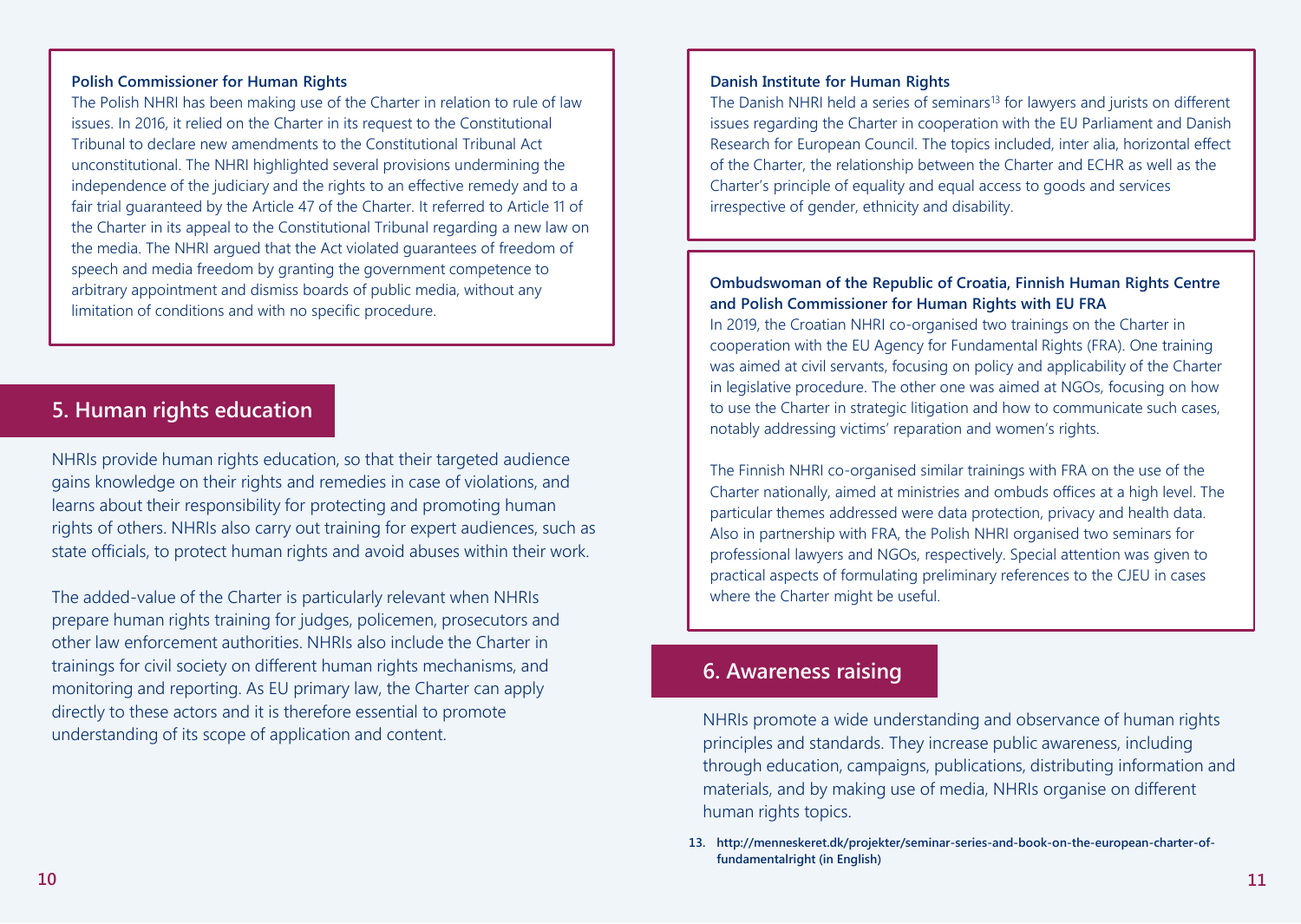**Polish Commissioner for Human Rights**

The Polish NHRI has been making use of the Charter in relation to rule of law issues. In 2016, it relied on the Charter in its request to the Constitutional Tribunal to declare new amendments to the Constitutional Tribunal Act unconstitutional. The NHRI highlighted several provisions undermining the independence of the judiciary and the rights to an effective remedy and to a fair trial guaranteed by the Article 47 of the Charter. It referred to Article 11 of the Charter in its appeal to the Constitutional Tribunal regarding a new law on the media. The NHRI argued that the Act violated guarantees of freedom of speech and media freedom by granting the government competence to arbitrary appointment and dismiss boards of public media, without any limitation of conditions and with no specific procedure.

## 5. Human rights education

NHRIs provide human rights education, so that their targeted audience gains knowledge on their rights and remedies in case of violations, and learns about their responsibility for protecting and promoting human rights of others. NHRIs also carry out training for expert audiences, such as state officials, to protect human rights and avoid abuses within their work.

The added-value of the Charter is particularly relevant when NHRIs prepare human rights training for judges, policemen, prosecutors and other law enforcement authorities. NHRIs also include the Charter in trainings for civil society on different human rights mechanisms, and monitoring and reporting. As EU primary law, the Charter can apply directly to these actors and it is therefore essential to promote understanding of its scope of application and content.

**Danish Institute for Human Rights**

The Danish NHRI held a series of seminars[13] for lawyers and jurists on different issues regarding the Charter in cooperation with the EU Parliament and Danish Research for European Council. The topics included, inter alia, horizontal effect of the Charter, the relationship between the Charter and ECHR as well as the Charter's principle of equality and equal access to goods and services irrespective of gender, ethnicity and disability.

**Ombudswoman of the Republic of Croatia, Finnish Human Rights Centre and Polish Commissioner for Human Rights with EU FRA**

In 2019, the Croatian NHRI co-organised two trainings on the Charter in cooperation with the EU Agency for Fundamental Rights (FRA). One training was aimed at civil servants, focusing on policy and applicability of the Charter in legislative procedure. The other one was aimed at NGOs, focusing on how to use the Charter in strategic litigation and how to communicate such cases, notably addressing victims' reparation and women's rights.

The Finnish NHRI co-organised similar trainings with FRA on the use of the Charter nationally, aimed at ministries and ombuds offices at a high level. The particular themes addressed were data protection, privacy and health data. Also in partnership with FRA, the Polish NHRI organised two seminars for professional lawyers and NGOs, respectively. Special attention was given to practical aspects of formulating preliminary references to the CJEU in cases where the Charter might be useful.

## 6. Awareness raising

NHRIs promote a wide understanding and observance of human rights principles and standards. They increase public awareness, including through education, campaigns, publications, distributing information and materials, and by making use of media, NHRIs organise on different human rights topics.

13. http://menneskeret.dk/projekter/seminar-series-and-book-on-the-european-charter-of-fundamentalright (in English)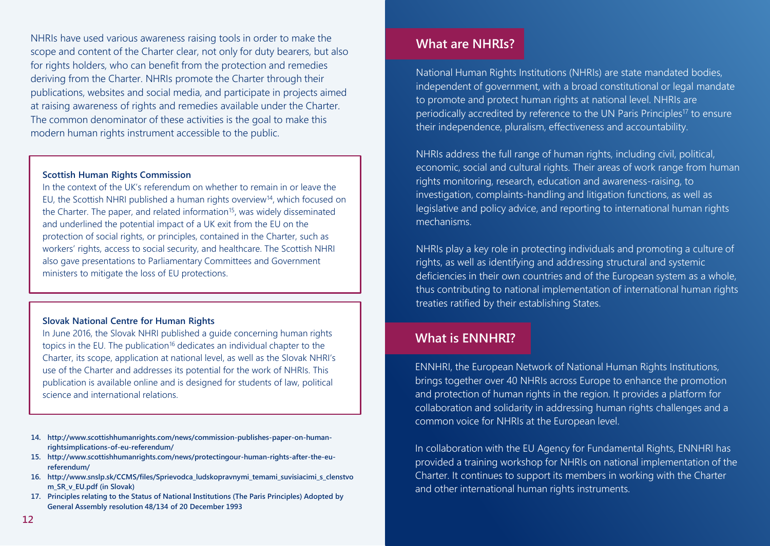NHRIs have used various awareness raising tools in order to make the scope and content of the Charter clear, not only for duty bearers, but also for rights holders, who can benefit from the protection and remedies deriving from the Charter. NHRIs promote the Charter through their publications, websites and social media, and participate in projects aimed at raising awareness of rights and remedies available under the Charter. The common denominator of these activities is the goal to make this modern human rights instrument accessible to the public.

**Scottish Human Rights Commission**

In the context of the UK's referendum on whether to remain in or leave the EU, the Scottish NHRI published a human rights overview[14], which focused on the Charter. The paper, and related information[15], was widely disseminated and underlined the potential impact of a UK exit from the EU on the protection of social rights, or principles, contained in the Charter, such as workers' rights, access to social security, and healthcare. The Scottish NHRI also gave presentations to Parliamentary Committees and Government ministers to mitigate the loss of EU protections.

**Slovak National Centre for Human Rights**

In June 2016, the Slovak NHRI published a guide concerning human rights topics in the EU. The publication[16] dedicates an individual chapter to the Charter, its scope, application at national level, as well as the Slovak NHRI's use of the Charter and addresses its potential for the work of NHRIs. This publication is available online and is designed for students of law, political science and international relations.

14. http://www.scottishhumanrights.com/news/commission-publishes-paper-on-human-rightsimplications-of-eu-referendum/
15. http://www.scottishhumanrights.com/news/protectingour-human-rights-after-the-eu-referendum/
16. http://www.snslp.sk/CCMS/files/Sprievodca_ludskopravnymi_temami_suvisiacimi_s_clenstvom_SR_v_EU.pdf (in Slovak)
17. Principles relating to the Status of National Institutions (The Paris Principles) Adopted by General Assembly resolution 48/134 of 20 December 1993

## What are NHRIs?

National Human Rights Institutions (NHRIs) are state mandated bodies, independent of government, with a broad constitutional or legal mandate to promote and protect human rights at national level. NHRIs are periodically accredited by reference to the UN Paris Principles[17] to ensure their independence, pluralism, effectiveness and accountability.

NHRIs address the full range of human rights, including civil, political, economic, social and cultural rights. Their areas of work range from human rights monitoring, research, education and awareness-raising, to investigation, complaints-handling and litigation functions, as well as legislative and policy advice, and reporting to international human rights mechanisms.

NHRIs play a key role in protecting individuals and promoting a culture of rights, as well as identifying and addressing structural and systemic deficiencies in their own countries and of the European system as a whole, thus contributing to national implementation of international human rights treaties ratified by their establishing States.

## What is ENNHRI?

ENNHRI, the European Network of National Human Rights Institutions, brings together over 40 NHRIs across Europe to enhance the promotion and protection of human rights in the region. It provides a platform for collaboration and solidarity in addressing human rights challenges and a common voice for NHRIs at the European level.

In collaboration with the EU Agency for Fundamental Rights, ENNHRI has provided a training workshop for NHRIs on national implementation of the Charter. It continues to support its members in working with the Charter and other international human rights instruments.